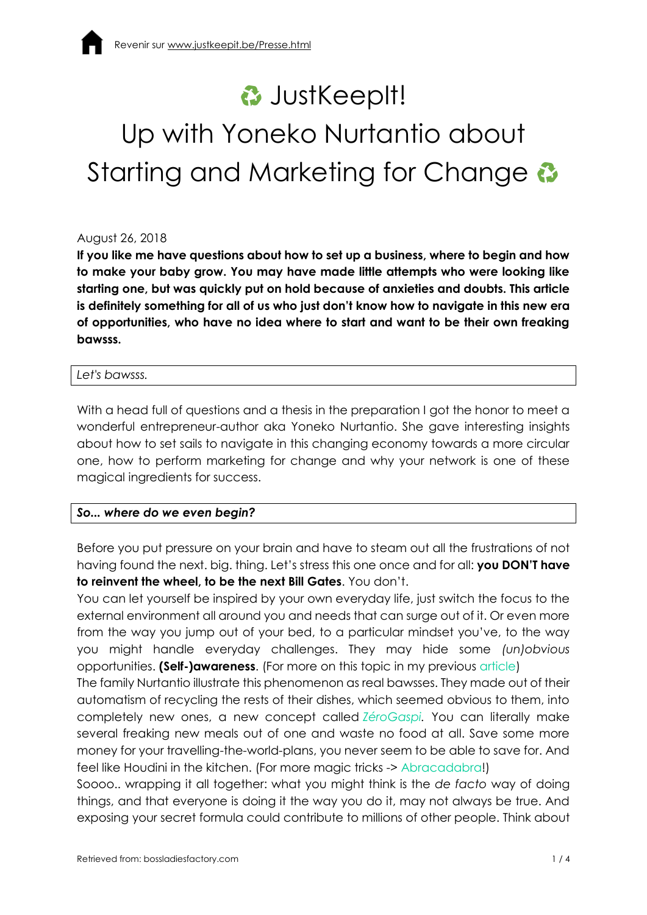Revenir sur www.justkeepit.be/Presse.html

# ♻ JustKeepIt! Up with Yoneko Nurtantio about Starting and Marketing for Change ♻

August 26, 2018

**If you like me have questions about how to set up a business, where to begin and how to make your baby grow. You may have made little attempts who were looking like starting one, but was quickly put on hold because of anxieties and doubts. This article is definitely something for all of us who just don't know how to navigate in this new era of opportunities, who have no idea where to start and want to be their own freaking bawsss.**

*Let's bawsss.*

With a head full of questions and a thesis in the preparation I got the honor to meet a wonderful entrepreneur-author aka Yoneko Nurtantio. She gave interesting insights about how to set sails to navigate in this changing economy towards a more circular one, how to perform marketing for change and why your network is one of these magical ingredients for success.

***So... where do we even begin?***

Before you put pressure on your brain and have to steam out all the frustrations of not having found the next. big. thing. Let's stress this one once and for all: **you DON'T have to reinvent the wheel, to be the next Bill Gates**. You don't.

You can let yourself be inspired by your own everyday life, just switch the focus to the external environment all around you and needs that can surge out of it. Or even more from the way you jump out of your bed, to a particular mindset you've, to the way you might handle everyday challenges. They may hide some *(un)obvious* opportunities. **(Self-)awareness**. (For more on this topic in my previous article)

The family Nurtantio illustrate this phenomenon as real bawsses. They made out of their automatism of recycling the rests of their dishes, which seemed obvious to them, into completely new ones, a new concept called *ZéroGaspi.* You can literally make several freaking new meals out of one and waste no food at all. Save some more money for your travelling-the-world-plans, you never seem to be able to save for. And feel like Houdini in the kitchen. (For more magic tricks -> Abracadabra!)

Soooo.. wrapping it all together: what you might think is the *de facto* way of doing things, and that everyone is doing it the way you do it, may not always be true. And exposing your secret formula could contribute to millions of other people. Think about

Retrieved from: bossladiesfactory.com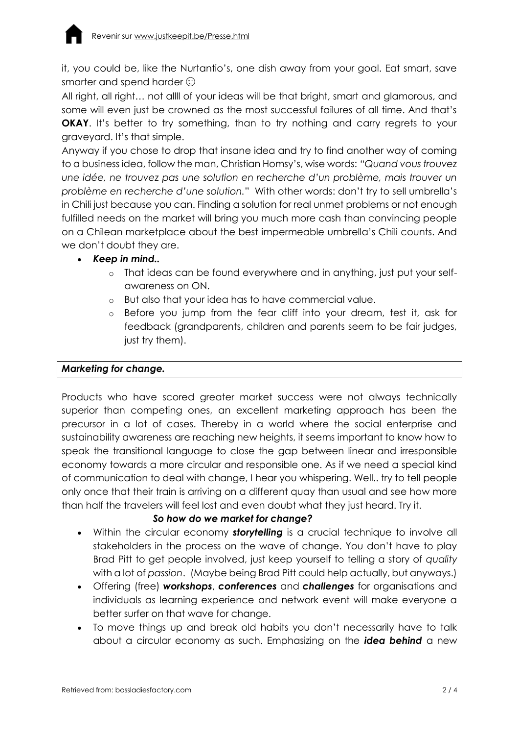it, you could be, like the Nurtantio's, one dish away from your goal. Eat smart, save smarter and spend harder ☺

All right, all right… not allll of your ideas will be that bright, smart and glamorous, and some will even just be crowned as the most successful failures of all time. And that's **OKAY**. It's better to try something, than to try nothing and carry regrets to your graveyard. It's that simple.

Anyway if you chose to drop that insane idea and try to find another way of coming to a business idea, follow the man, Christian Homsy's, wise words: "*Quand vous trouvez une idée, ne trouvez pas une solution en recherche d'un problème, mais trouver un problème en recherche d'une solution.*" With other words: don't try to sell umbrella's in Chili just because you can. Finding a solution for real unmet problems or not enough fulfilled needs on the market will bring you much more cash than convincing people on a Chilean marketplace about the best impermeable umbrella's Chili counts. And we don't doubt they are.

- ***Keep in mind..***
  - That ideas can be found everywhere and in anything, just put your self-awareness on ON.
  - But also that your idea has to have commercial value.
  - Before you jump from the fear cliff into your dream, test it, ask for feedback (grandparents, children and parents seem to be fair judges, just try them).

## ***Marketing for change.***

Products who have scored greater market success were not always technically superior than competing ones, an excellent marketing approach has been the precursor in a lot of cases. Thereby in a world where the social enterprise and sustainability awareness are reaching new heights, it seems important to know how to speak the transitional language to close the gap between linear and irresponsible economy towards a more circular and responsible one. As if we need a special kind of communication to deal with change, I hear you whispering. Well.. try to tell people only once that their train is arriving on a different quay than usual and see how more than half the travelers will feel lost and even doubt what they just heard. Try it.

***So how do we market for change?***

- Within the circular economy ***storytelling*** is a crucial technique to involve all stakeholders in the process on the wave of change. You don't have to play Brad Pitt to get people involved, just keep yourself to telling a story of *quality* with a lot of *passion*. (Maybe being Brad Pitt could help actually, but anyways.)
- Offering (free) ***workshops***, ***conferences*** and ***challenges*** for organisations and individuals as learning experience and network event will make everyone a better surfer on that wave for change.
- To move things up and break old habits you don't necessarily have to talk about a circular economy as such. Emphasizing on the ***idea behind*** a new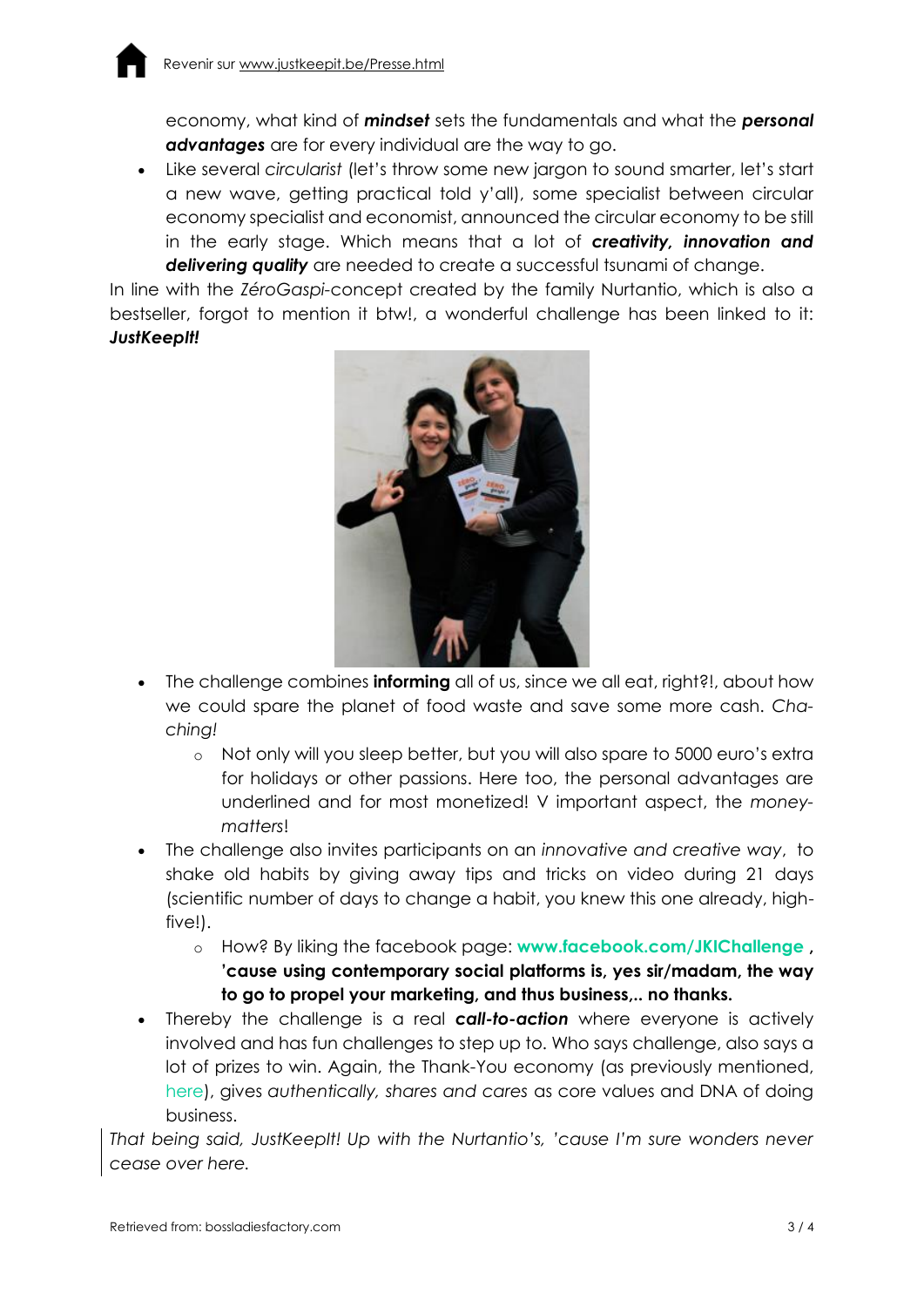economy, what kind of ***mindset*** sets the fundamentals and what the ***personal advantages*** are for every individual are the way to go.

- Like several *circularist* (let's throw some new jargon to sound smarter, let's start a new wave, getting practical told y'all), some specialist between circular economy specialist and economist, announced the circular economy to be still in the early stage. Which means that a lot of ***creativity, innovation and delivering quality*** are needed to create a successful tsunami of change.

In line with the *ZéroGaspi*-concept created by the family Nurtantio, which is also a bestseller, forgot to mention it btw!, a wonderful challenge has been linked to it: ***JustKeepIt!***

- The challenge combines **informing** all of us, since we all eat, right?!, about how we could spare the planet of food waste and save some more cash. *Cha-ching!*
  - Not only will you sleep better, but you will also spare to 5000 euro's extra for holidays or other passions. Here too, the personal advantages are underlined and for most monetized! V important aspect, the *money-matters*!
- The challenge also invites participants on an *innovative and creative way*, to shake old habits by giving away tips and tricks on video during 21 days (scientific number of days to change a habit, you knew this one already, high-five!).
  - How? By liking the facebook page: **www.facebook.com/JKIChallenge , 'cause using contemporary social platforms is, yes sir/madam, the way to go to propel your marketing, and thus business,.. no thanks.**
- Thereby the challenge is a real ***call-to-action*** where everyone is actively involved and has fun challenges to step up to. Who says challenge, also says a lot of prizes to win. Again, the Thank-You economy (as previously mentioned, here), gives *authentically, shares and cares* as core values and DNA of doing business.

*That being said, JustKeepIt! Up with the Nurtantio's, 'cause I'm sure wonders never cease over here.*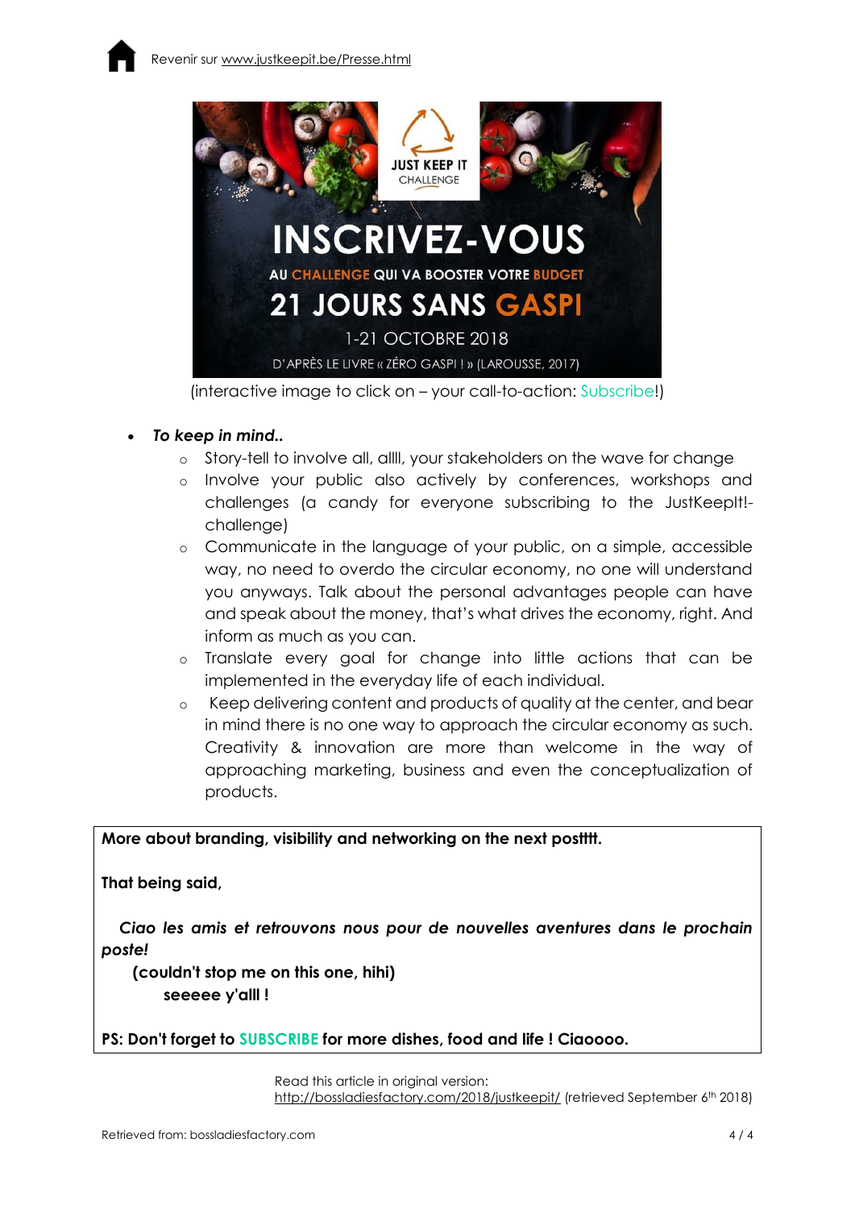Revenir sur www.justkeepit.be/Presse.html

JUST KEEP IT
CHALLENGE

INSCRIVEZ-VOUS

AU CHALLENGE QUI VA BOOSTER VOTRE BUDGET

21 JOURS SANS GASPI

1-21 OCTOBRE 2018

D'APRÈS LE LIVRE « ZÉRO GASPI ! » (LAROUSSE, 2017)

(interactive image to click on – your call-to-action: Subscribe!)

- ***To keep in mind..***
  - Story-tell to involve all, alll, your stakeholders on the wave for change
  - Involve your public also actively by conferences, workshops and challenges (a candy for everyone subscribing to the JustKeepIt!-challenge)
  - Communicate in the language of your public, on a simple, accessible way, no need to overdo the circular economy, no one will understand you anyways. Talk about the personal advantages people can have and speak about the money, that's what drives the economy, right. And inform as much as you can.
  - Translate every goal for change into little actions that can be implemented in the everyday life of each individual.
  - Keep delivering content and products of quality at the center, and bear in mind there is no one way to approach the circular economy as such. Creativity & innovation are more than welcome in the way of approaching marketing, business and even the conceptualization of products.

**More about branding, visibility and networking on the next posttt.**

**That being said,**

***Ciao les amis et retrouvons nous pour de nouvelles aventures dans le prochain poste!***

**(couldn't stop me on this one, hihi)**

**seeeee y'alll !**

**PS: Don't forget to SUBSCRIBE for more dishes, food and life ! Ciaoooo.**

Read this article in original version:
http://bossladiesfactory.com/2018/justkeepit/ (retrieved September 6th 2018)

Retrieved from: bossladiesfactory.com